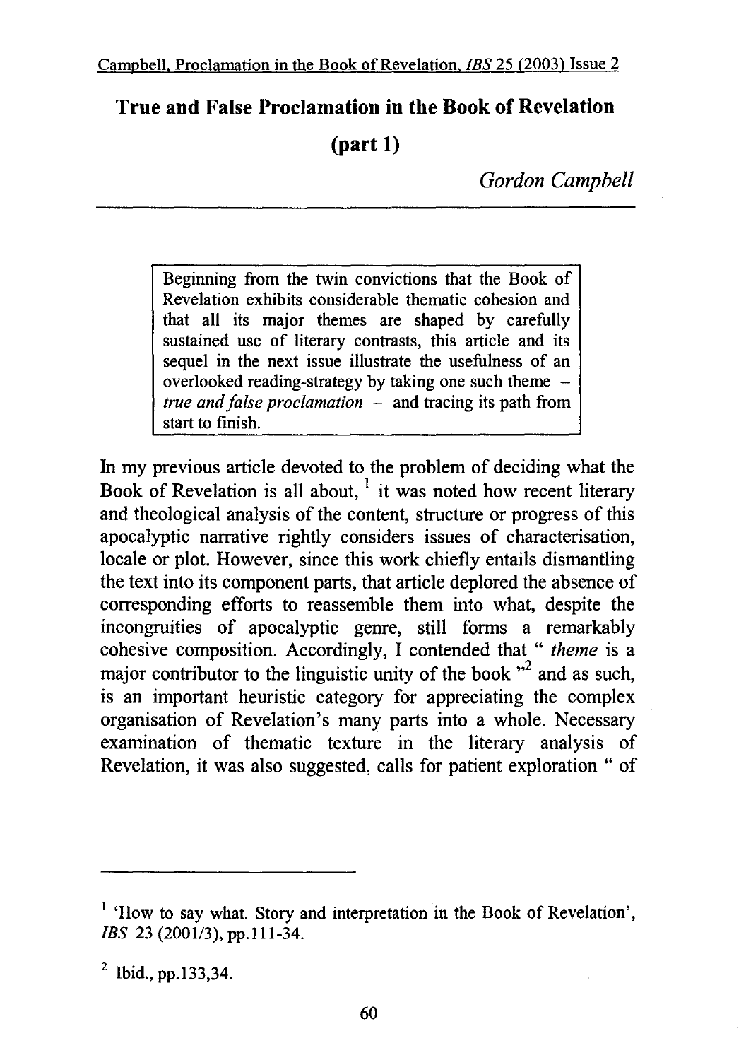# True and False Proclamation in the Book of Revelation (part 1)

*Gordon Campbell*

> Beginning from the twin convictions that the Book of Revelation exhibits considerable thematic cohesion and that all its major themes are shaped by carefully sustained use of literary contrasts, this article and its sequel in the next issue illustrate the usefulness of an overlooked reading-strategy by taking one such theme – *true and false proclamation* – and tracing its path from start to finish.

In my previous article devoted to the problem of deciding what the Book of Revelation is all about, [1] it was noted how recent literary and theological analysis of the content, structure or progress of this apocalyptic narrative rightly considers issues of characterisation, locale or plot. However, since this work chiefly entails dismantling the text into its component parts, that article deplored the absence of corresponding efforts to reassemble them into what, despite the incongruities of apocalyptic genre, still forms a remarkably cohesive composition. Accordingly, I contended that " *theme* is a major contributor to the linguistic unity of the book "[2] and as such, is an important heuristic category for appreciating the complex organisation of Revelation's many parts into a whole. Necessary examination of thematic texture in the literary analysis of Revelation, it was also suggested, calls for patient exploration " of

---

[1] 'How to say what. Story and interpretation in the Book of Revelation', *IBS* 23 (2001/3), pp.111-34.

[2] Ibid., pp.133,34.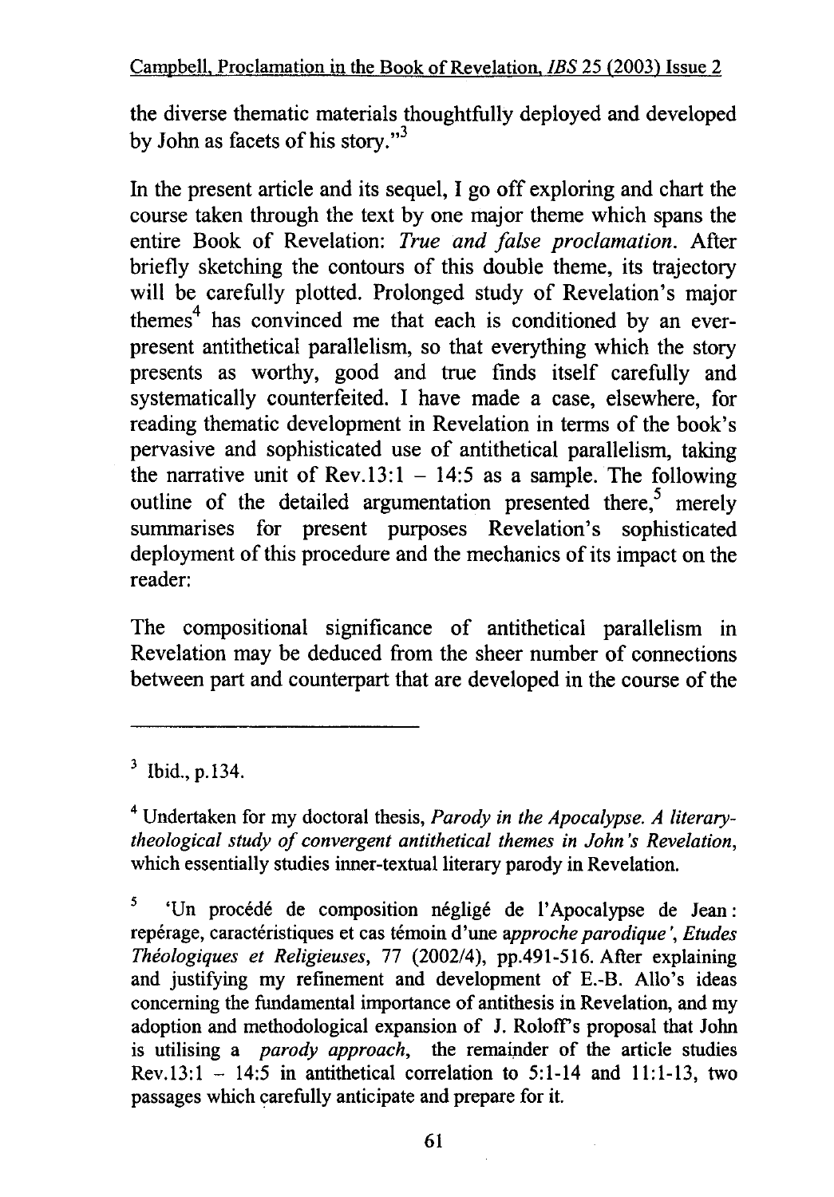the diverse thematic materials thoughtfully deployed and developed by John as facets of his story."[3]

In the present article and its sequel, I go off exploring and chart the course taken through the text by one major theme which spans the entire Book of Revelation: *True and false proclamation.* After briefly sketching the contours of this double theme, its trajectory will be carefully plotted. Prolonged study of Revelation's major themes[4] has convinced me that each is conditioned by an ever-present antithetical parallelism, so that everything which the story presents as worthy, good and true finds itself carefully and systematically counterfeited. I have made a case, elsewhere, for reading thematic development in Revelation in terms of the book's pervasive and sophisticated use of antithetical parallelism, taking the narrative unit of Rev.13:1 – 14:5 as a sample. The following outline of the detailed argumentation presented there,[5] merely summarises for present purposes Revelation's sophisticated deployment of this procedure and the mechanics of its impact on the reader:

The compositional significance of antithetical parallelism in Revelation may be deduced from the sheer number of connections between part and counterpart that are developed in the course of the

---

[3] Ibid., p.134.

[4] Undertaken for my doctoral thesis, *Parody in the Apocalypse. A literary-theological study of convergent antithetical themes in John's Revelation*, which essentially studies inner-textual literary parody in Revelation.

[5] 'Un procédé de composition négligé de l'Apocalypse de Jean : repérage, caractéristiques et cas témoin d'une *approche parodique*', *Etudes Théologiques et Religieuses*, 77 (2002/4), pp.491-516. After explaining and justifying my refinement and development of E.-B. Allo's ideas concerning the fundamental importance of antithesis in Revelation, and my adoption and methodological expansion of J. Roloff's proposal that John is utilising a *parody approach*, the remainder of the article studies Rev.13:1 – 14:5 in antithetical correlation to 5:1-14 and 11:1-13, two passages which carefully anticipate and prepare for it.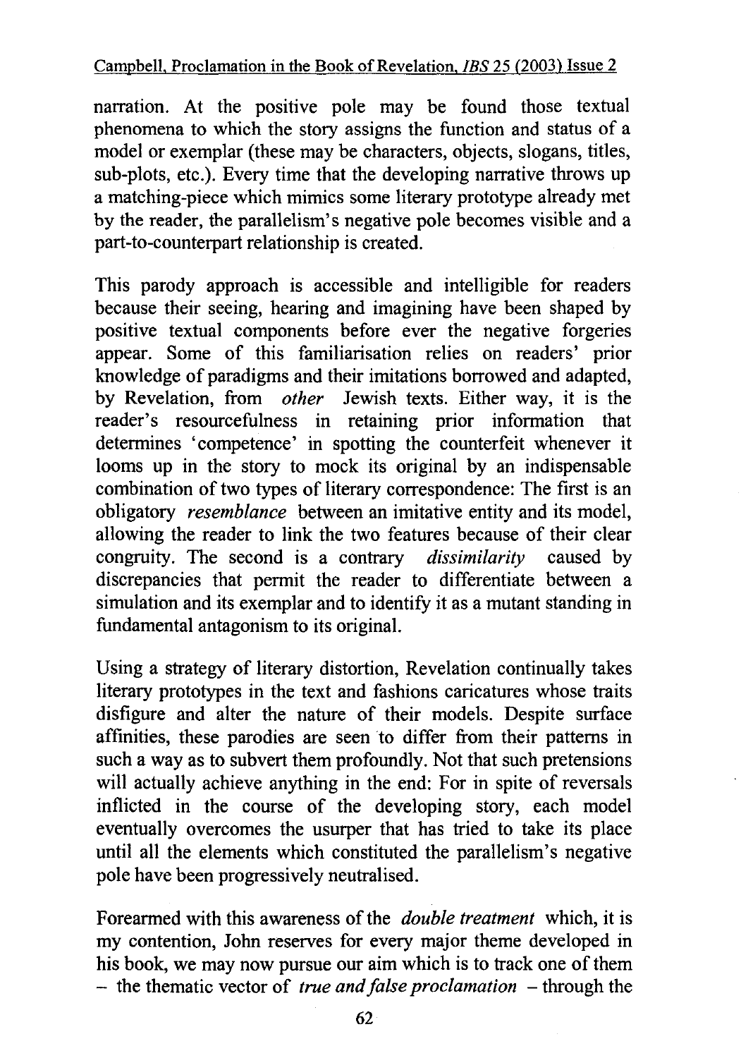narration. At the positive pole may be found those textual phenomena to which the story assigns the function and status of a model or exemplar (these may be characters, objects, slogans, titles, sub-plots, etc.). Every time that the developing narrative throws up a matching-piece which mimics some literary prototype already met by the reader, the parallelism's negative pole becomes visible and a part-to-counterpart relationship is created.

This parody approach is accessible and intelligible for readers because their seeing, hearing and imagining have been shaped by positive textual components before ever the negative forgeries appear. Some of this familiarisation relies on readers' prior knowledge of paradigms and their imitations borrowed and adapted, by Revelation, from *other* Jewish texts. Either way, it is the reader's resourcefulness in retaining prior information that determines 'competence' in spotting the counterfeit whenever it looms up in the story to mock its original by an indispensable combination of two types of literary correspondence: The first is an obligatory *resemblance* between an imitative entity and its model, allowing the reader to link the two features because of their clear congruity. The second is a contrary *dissimilarity* caused by discrepancies that permit the reader to differentiate between a simulation and its exemplar and to identify it as a mutant standing in fundamental antagonism to its original.

Using a strategy of literary distortion, Revelation continually takes literary prototypes in the text and fashions caricatures whose traits disfigure and alter the nature of their models. Despite surface affinities, these parodies are seen to differ from their patterns in such a way as to subvert them profoundly. Not that such pretensions will actually achieve anything in the end: For in spite of reversals inflicted in the course of the developing story, each model eventually overcomes the usurper that has tried to take its place until all the elements which constituted the parallelism's negative pole have been progressively neutralised.

Forearmed with this awareness of the *double treatment* which, it is my contention, John reserves for every major theme developed in his book, we may now pursue our aim which is to track one of them – the thematic vector of *true and false proclamation* – through the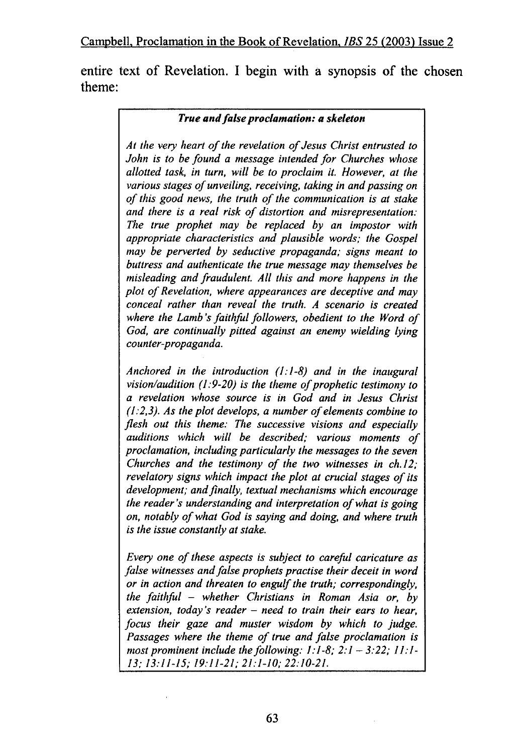entire text of Revelation. I begin with a synopsis of the chosen theme:

> ***True and false proclamation: a skeleton***
>
> *At the very heart of the revelation of Jesus Christ entrusted to John is to be found a message intended for Churches whose allotted task, in turn, will be to proclaim it. However, at the various stages of unveiling, receiving, taking in and passing on of this good news, the truth of the communication is at stake and there is a real risk of distortion and misrepresentation: The true prophet may be replaced by an impostor with appropriate characteristics and plausible words; the Gospel may be perverted by seductive propaganda; signs meant to buttress and authenticate the true message may themselves be misleading and fraudulent. All this and more happens in the plot of Revelation, where appearances are deceptive and may conceal rather than reveal the truth. A scenario is created where the Lamb's faithful followers, obedient to the Word of God, are continually pitted against an enemy wielding lying counter-propaganda.*
>
> *Anchored in the introduction (1:1-8) and in the inaugural vision/audition (1:9-20) is the theme of prophetic testimony to a revelation whose source is in God and in Jesus Christ (1:2,3). As the plot develops, a number of elements combine to flesh out this theme: The successive visions and especially auditions which will be described; various moments of proclamation, including particularly the messages to the seven Churches and the testimony of the two witnesses in ch.12; revelatory signs which impact the plot at crucial stages of its development; and finally, textual mechanisms which encourage the reader's understanding and interpretation of what is going on, notably of what God is saying and doing, and where truth is the issue constantly at stake.*
>
> *Every one of these aspects is subject to careful caricature as false witnesses and false prophets practise their deceit in word or in action and threaten to engulf the truth; correspondingly, the faithful – whether Christians in Roman Asia or, by extension, today's reader – need to train their ears to hear, focus their gaze and muster wisdom by which to judge. Passages where the theme of true and false proclamation is most prominent include the following: 1:1-8; 2:1 – 3:22; 11:1-13; 13:11-15; 19:11-21; 21:1-10; 22:10-21.*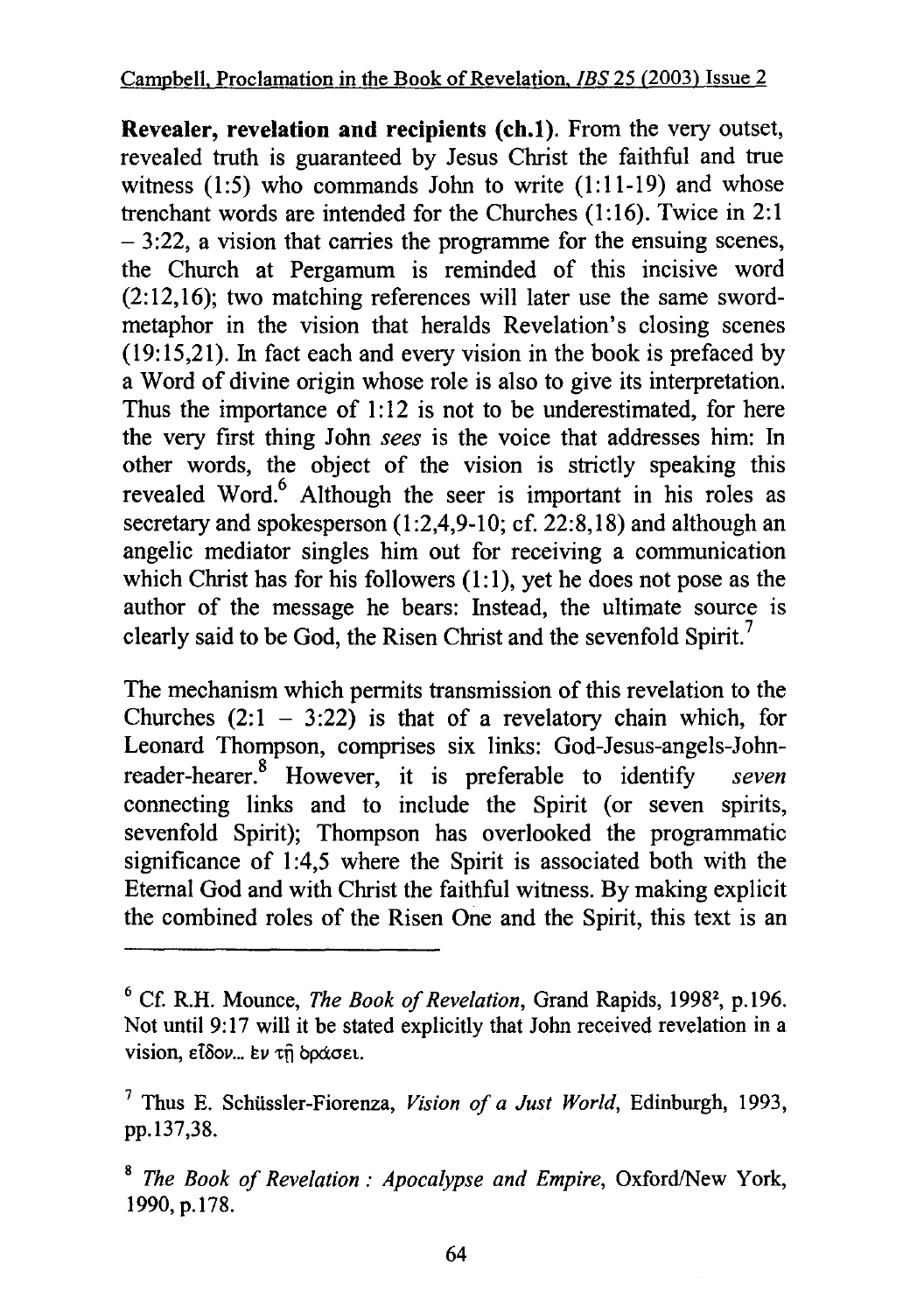**Revealer, revelation and recipients (ch.1).** From the very outset, revealed truth is guaranteed by Jesus Christ the faithful and true witness (1:5) who commands John to write (1:11-19) and whose trenchant words are intended for the Churches (1:16). Twice in 2:1 – 3:22, a vision that carries the programme for the ensuing scenes, the Church at Pergamum is reminded of this incisive word (2:12,16); two matching references will later use the same sword-metaphor in the vision that heralds Revelation's closing scenes (19:15,21). In fact each and every vision in the book is prefaced by a Word of divine origin whose role is also to give its interpretation. Thus the importance of 1:12 is not to be underestimated, for here the very first thing John *sees* is the voice that addresses him: In other words, the object of the vision is strictly speaking this revealed Word.[6] Although the seer is important in his roles as secretary and spokesperson (1:2,4,9-10; cf. 22:8,18) and although an angelic mediator singles him out for receiving a communication which Christ has for his followers (1:1), yet he does not pose as the author of the message he bears: Instead, the ultimate source is clearly said to be God, the Risen Christ and the sevenfold Spirit.[7]

The mechanism which permits transmission of this revelation to the Churches (2:1 – 3:22) is that of a revelatory chain which, for Leonard Thompson, comprises six links: God-Jesus-angels-John-reader-hearer.[8] However, it is preferable to identify *seven* connecting links and to include the Spirit (or seven spirits, sevenfold Spirit); Thompson has overlooked the programmatic significance of 1:4,5 where the Spirit is associated both with the Eternal God and with Christ the faithful witness. By making explicit the combined roles of the Risen One and the Spirit, this text is an

---

[6] Cf. R.H. Mounce, *The Book of Revelation*, Grand Rapids, 1998², p.196. Not until 9:17 will it be stated explicitly that John received revelation in a vision, εἶδον... ἐν τῇ ὁράσει.

[7] Thus E. Schüssler-Fiorenza, *Vision of a Just World*, Edinburgh, 1993, pp.137,38.

[8] *The Book of Revelation : Apocalypse and Empire*, Oxford/New York, 1990, p.178.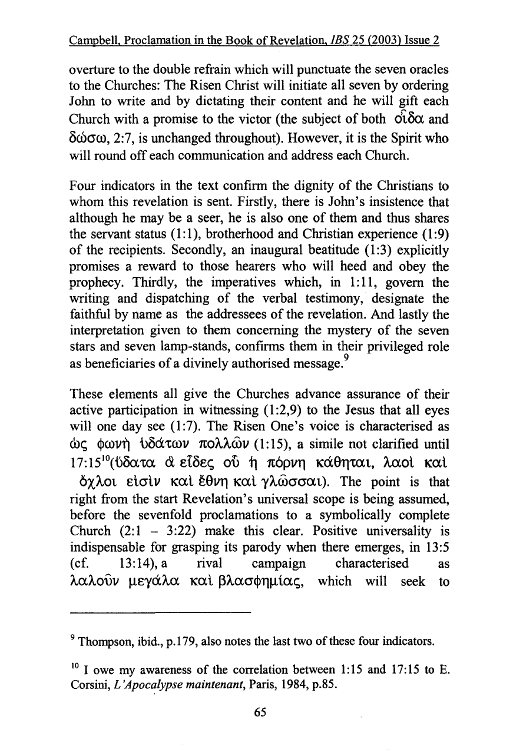overture to the double refrain which will punctuate the seven oracles to the Churches: The Risen Christ will initiate all seven by ordering John to write and by dictating their content and he will gift each Church with a promise to the victor (the subject of both οἶδα and δώσω, 2:7, is unchanged throughout). However, it is the Spirit who will round off each communication and address each Church.

Four indicators in the text confirm the dignity of the Christians to whom this revelation is sent. Firstly, there is John's insistence that although he may be a seer, he is also one of them and thus shares the servant status (1:1), brotherhood and Christian experience (1:9) of the recipients. Secondly, an inaugural beatitude (1:3) explicitly promises a reward to those hearers who will heed and obey the prophecy. Thirdly, the imperatives which, in 1:11, govern the writing and dispatching of the verbal testimony, designate the faithful by name as the addressees of the revelation. And lastly the interpretation given to them concerning the mystery of the seven stars and seven lamp-stands, confirms them in their privileged role as beneficiaries of a divinely authorised message.[9]

These elements all give the Churches advance assurance of their active participation in witnessing (1:2,9) to the Jesus that all eyes will one day see (1:7). The Risen One's voice is characterised as ὡς φωνὴ ὑδάτων πολλῶν (1:15), a simile not clarified until 17:15[10](ὕδατα ἃ εἶδες οὗ ἡ πόρνη κάθηται, λαοὶ καὶ ὄχλοι εἰσὶν καὶ ἔθνη καὶ γλῶσσαι). The point is that right from the start Revelation's universal scope is being assumed, before the sevenfold proclamations to a symbolically complete Church (2:1 – 3:22) make this clear. Positive universality is indispensable for grasping its parody when there emerges, in 13:5 (cf. 13:14), a rival campaign characterised as λαλοῦν μεγάλα καὶ βλασφημίας, which will seek to

---

[9] Thompson, ibid., p.179, also notes the last two of these four indicators.

[10] I owe my awareness of the correlation between 1:15 and 17:15 to E. Corsini, *L'Apocalypse maintenant*, Paris, 1984, p.85.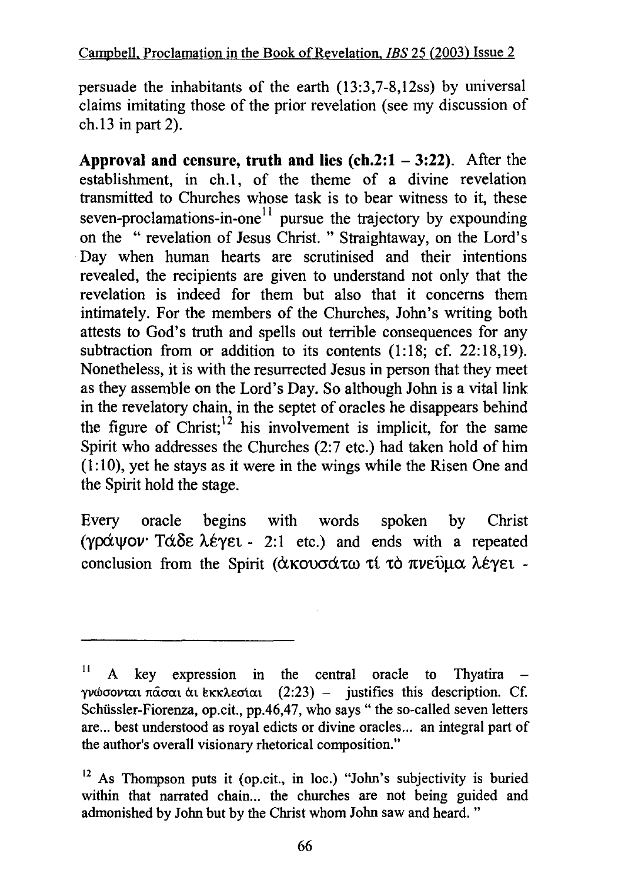persuade the inhabitants of the earth (13:3,7-8,12ss) by universal claims imitating those of the prior revelation (see my discussion of ch.13 in part 2).

**Approval and censure, truth and lies (ch.2:1 – 3:22).** After the establishment, in ch.1, of the theme of a divine revelation transmitted to Churches whose task is to bear witness to it, these seven-proclamations-in-one[11] pursue the trajectory by expounding on the " revelation of Jesus Christ. " Straightaway, on the Lord's Day when human hearts are scrutinised and their intentions revealed, the recipients are given to understand not only that the revelation is indeed for them but also that it concerns them intimately. For the members of the Churches, John's writing both attests to God's truth and spells out terrible consequences for any subtraction from or addition to its contents (1:18; cf. 22:18,19). Nonetheless, it is with the resurrected Jesus in person that they meet as they assemble on the Lord's Day. So although John is a vital link in the revelatory chain, in the septet of oracles he disappears behind the figure of Christ;[12] his involvement is implicit, for the same Spirit who addresses the Churches (2:7 etc.) had taken hold of him (1:10), yet he stays as it were in the wings while the Risen One and the Spirit hold the stage.

Every oracle begins with words spoken by Christ (γράψον· Τάδε λέγει - 2:1 etc.) and ends with a repeated conclusion from the Spirit (ἀκουσάτω τί τὸ πνεῦμα λέγει -

---

[11] A key expression in the central oracle to Thyatira – γνώσονται πᾶσαι αἱ ἐκκλεσίαι (2:23) – justifies this description. Cf. Schüssler-Fiorenza, op.cit., pp.46,47, who says " the so-called seven letters are... best understood as royal edicts or divine oracles... an integral part of the author's overall visionary rhetorical composition."

[12] As Thompson puts it (op.cit., in loc.) "John's subjectivity is buried within that narrated chain... the churches are not being guided and admonished by John but by the Christ whom John saw and heard. "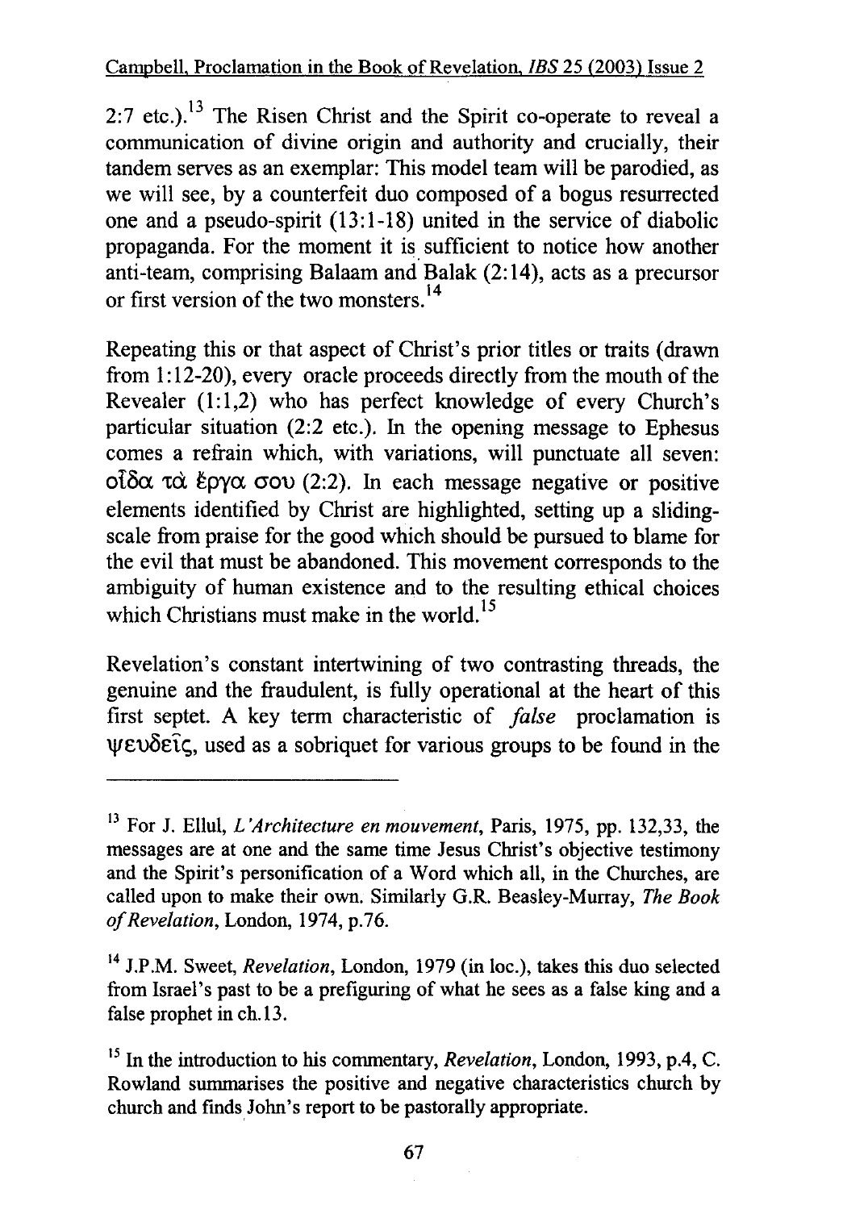2:7 etc.).[13] The Risen Christ and the Spirit co-operate to reveal a communication of divine origin and authority and crucially, their tandem serves as an exemplar: This model team will be parodied, as we will see, by a counterfeit duo composed of a bogus resurrected one and a pseudo-spirit (13:1-18) united in the service of diabolic propaganda. For the moment it is sufficient to notice how another anti-team, comprising Balaam and Balak (2:14), acts as a precursor or first version of the two monsters.[14]

Repeating this or that aspect of Christ's prior titles or traits (drawn from 1:12-20), every oracle proceeds directly from the mouth of the Revealer (1:1,2) who has perfect knowledge of every Church's particular situation (2:2 etc.). In the opening message to Ephesus comes a refrain which, with variations, will punctuate all seven: οἶδα τὰ ἔργα σου (2:2). In each message negative or positive elements identified by Christ are highlighted, setting up a sliding-scale from praise for the good which should be pursued to blame for the evil that must be abandoned. This movement corresponds to the ambiguity of human existence and to the resulting ethical choices which Christians must make in the world.[15]

Revelation's constant intertwining of two contrasting threads, the genuine and the fraudulent, is fully operational at the heart of this first septet. A key term characteristic of *false* proclamation is ψευδεῖς, used as a sobriquet for various groups to be found in the

---

[13] For J. Ellul, *L'Architecture en mouvement*, Paris, 1975, pp. 132,33, the messages are at one and the same time Jesus Christ's objective testimony and the Spirit's personification of a Word which all, in the Churches, are called upon to make their own. Similarly G.R. Beasley-Murray, *The Book of Revelation*, London, 1974, p.76.

[14] J.P.M. Sweet, *Revelation*, London, 1979 (in loc.), takes this duo selected from Israel's past to be a prefiguring of what he sees as a false king and a false prophet in ch.13.

[15] In the introduction to his commentary, *Revelation*, London, 1993, p.4, C. Rowland summarises the positive and negative characteristics church by church and finds John's report to be pastorally appropriate.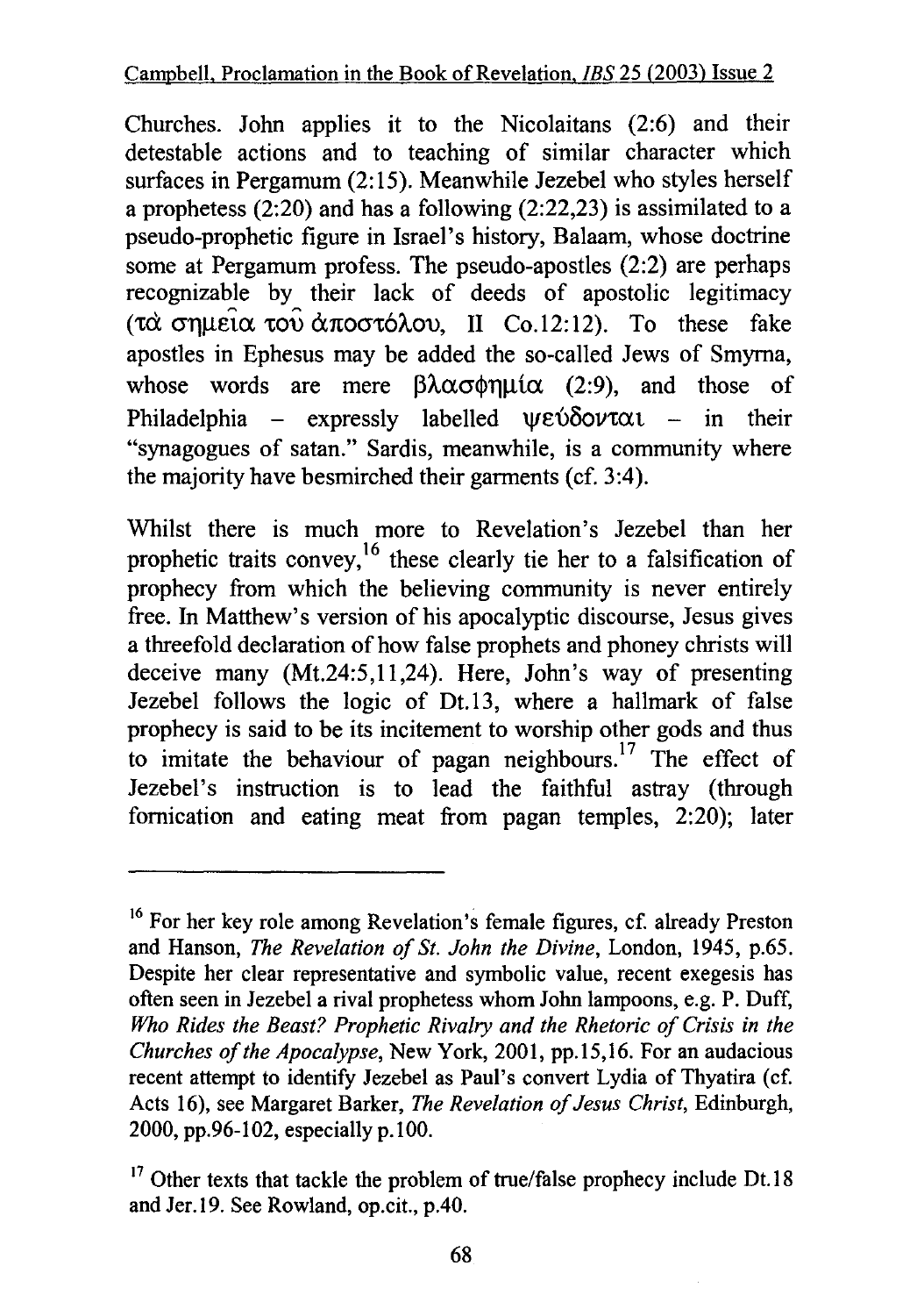Churches. John applies it to the Nicolaitans (2:6) and their detestable actions and to teaching of similar character which surfaces in Pergamum (2:15). Meanwhile Jezebel who styles herself a prophetess (2:20) and has a following (2:22,23) is assimilated to a pseudo-prophetic figure in Israel's history, Balaam, whose doctrine some at Pergamum profess. The pseudo-apostles (2:2) are perhaps recognizable by their lack of deeds of apostolic legitimacy (τὰ σημεῖα τοῦ ἀποστόλου, II Co.12:12). To these fake apostles in Ephesus may be added the so-called Jews of Smyrna, whose words are mere βλασφημία (2:9), and those of Philadelphia – expressly labelled ψεύδονται – in their "synagogues of satan." Sardis, meanwhile, is a community where the majority have besmirched their garments (cf. 3:4).

Whilst there is much more to Revelation's Jezebel than her prophetic traits convey,[16] these clearly tie her to a falsification of prophecy from which the believing community is never entirely free. In Matthew's version of his apocalyptic discourse, Jesus gives a threefold declaration of how false prophets and phoney christs will deceive many (Mt.24:5,11,24). Here, John's way of presenting Jezebel follows the logic of Dt.13, where a hallmark of false prophecy is said to be its incitement to worship other gods and thus to imitate the behaviour of pagan neighbours.[17] The effect of Jezebel's instruction is to lead the faithful astray (through fornication and eating meat from pagan temples, 2:20); later

---

[16] For her key role among Revelation's female figures, cf. already Preston and Hanson, *The Revelation of St. John the Divine*, London, 1945, p.65. Despite her clear representative and symbolic value, recent exegesis has often seen in Jezebel a rival prophetess whom John lampoons, e.g. P. Duff, *Who Rides the Beast? Prophetic Rivalry and the Rhetoric of Crisis in the Churches of the Apocalypse*, New York, 2001, pp.15,16. For an audacious recent attempt to identify Jezebel as Paul's convert Lydia of Thyatira (cf. Acts 16), see Margaret Barker, *The Revelation of Jesus Christ*, Edinburgh, 2000, pp.96-102, especially p.100.

[17] Other texts that tackle the problem of true/false prophecy include Dt.18 and Jer.19. See Rowland, op.cit., p.40.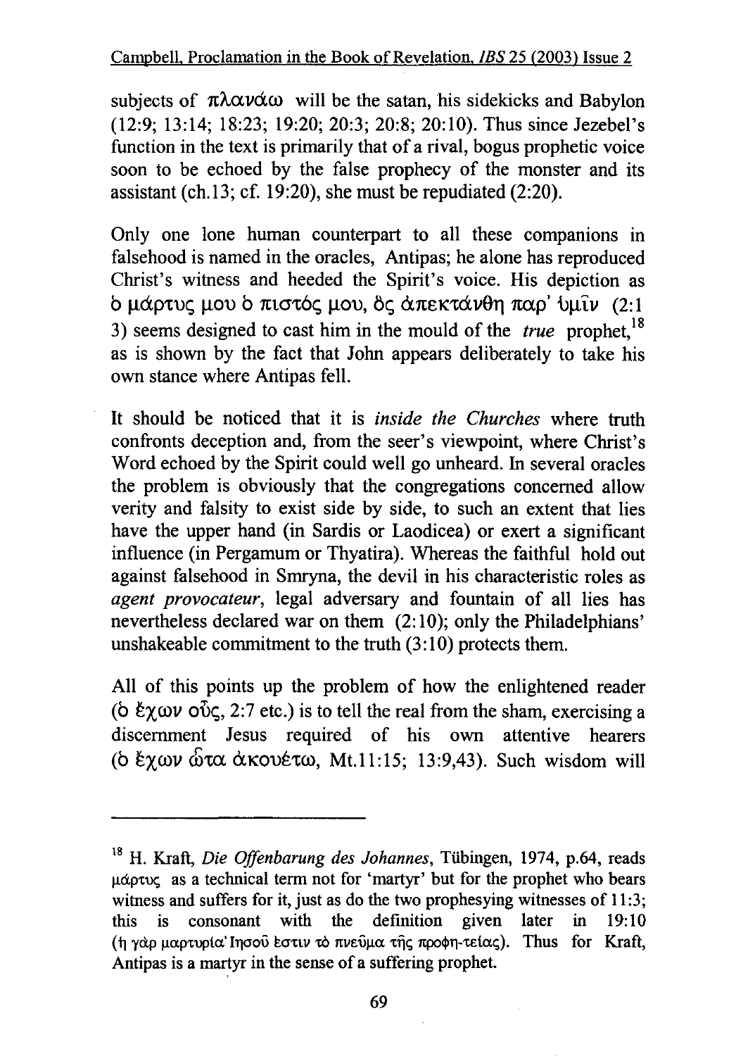subjects of πλανάω will be the satan, his sidekicks and Babylon (12:9; 13:14; 18:23; 19:20; 20:3; 20:8; 20:10). Thus since Jezebel's function in the text is primarily that of a rival, bogus prophetic voice soon to be echoed by the false prophecy of the monster and its assistant (ch.13; cf. 19:20), she must be repudiated (2:20).

Only one lone human counterpart to all these companions in falsehood is named in the oracles, Antipas; he alone has reproduced Christ's witness and heeded the Spirit's voice. His depiction as ὁ μάρτυς μου ὁ πιστός μου, ὃς ἀπεκτάνθη παρ' ὑμῖν (2:1 3) seems designed to cast him in the mould of the *true* prophet,[18] as is shown by the fact that John appears deliberately to take his own stance where Antipas fell.

It should be noticed that it is *inside the Churches* where truth confronts deception and, from the seer's viewpoint, where Christ's Word echoed by the Spirit could well go unheard. In several oracles the problem is obviously that the congregations concerned allow verity and falsity to exist side by side, to such an extent that lies have the upper hand (in Sardis or Laodicea) or exert a significant influence (in Pergamum or Thyatira). Whereas the faithful hold out against falsehood in Smryna, the devil in his characteristic roles as *agent provocateur*, legal adversary and fountain of all lies has nevertheless declared war on them (2:10); only the Philadelphians' unshakeable commitment to the truth (3:10) protects them.

All of this points up the problem of how the enlightened reader (ὁ ἔχων οὖς, 2:7 etc.) is to tell the real from the sham, exercising a discernment Jesus required of his own attentive hearers (ὁ ἔχων ὦτα ἀκουέτω, Mt.11:15; 13:9,43). Such wisdom will

---

[18] H. Kraft, *Die Offenbarung des Johannes*, Tübingen, 1974, p.64, reads μάρτυς as a technical term not for 'martyr' but for the prophet who bears witness and suffers for it, just as do the two prophesying witnesses of 11:3; this is consonant with the definition given later in 19:10 (ἡ γὰρ μαρτυρία Ἰησοῦ ἐστιν τὸ πνεῦμα τῆς προφη-τείας). Thus for Kraft, Antipas is a martyr in the sense of a suffering prophet.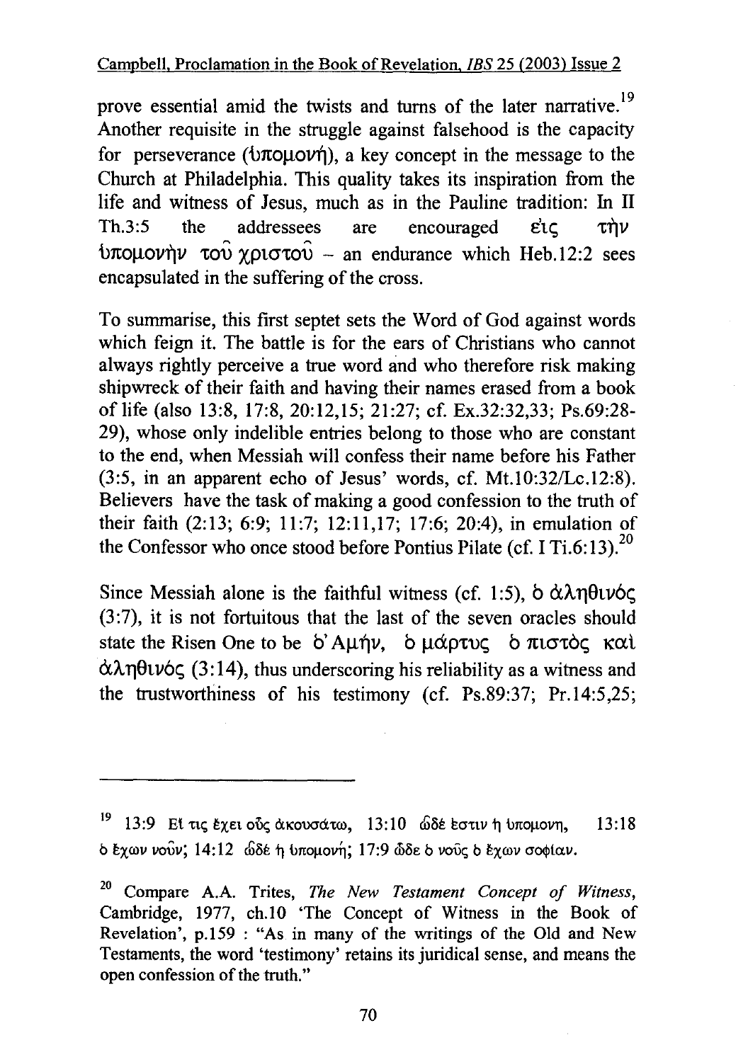prove essential amid the twists and turns of the later narrative.[19] Another requisite in the struggle against falsehood is the capacity for perseverance (ὑπομονή), a key concept in the message to the Church at Philadelphia. This quality takes its inspiration from the life and witness of Jesus, much as in the Pauline tradition: In II Th.3:5 the addressees are encouraged εἰς τὴν ὑπομονὴν τοῦ χριστοῦ – an endurance which Heb.12:2 sees encapsulated in the suffering of the cross.

To summarise, this first septet sets the Word of God against words which feign it. The battle is for the ears of Christians who cannot always rightly perceive a true word and who therefore risk making shipwreck of their faith and having their names erased from a book of life (also 13:8, 17:8, 20:12,15; 21:27; cf. Ex.32:32,33; Ps.69:28-29), whose only indelible entries belong to those who are constant to the end, when Messiah will confess their name before his Father (3:5, in an apparent echo of Jesus' words, cf. Mt.10:32/Lc.12:8). Believers have the task of making a good confession to the truth of their faith (2:13; 6:9; 11:7; 12:11,17; 17:6; 20:4), in emulation of the Confessor who once stood before Pontius Pilate (cf. I Ti.6:13).[20]

Since Messiah alone is the faithful witness (cf. 1:5), ὁ ἀληθινός (3:7), it is not fortuitous that the last of the seven oracles should state the Risen One to be ὁ Ἀμήν, ὁ μάρτυς ὁ πιστὸς καὶ ἀληθινός (3:14), thus underscoring his reliability as a witness and the trustworthiness of his testimony (cf. Ps.89:37; Pr.14:5,25;

---

[19] 13:9 Εἴ τις ἔχει οὖς ἀκουσάτω, 13:10 ὧδέ ἐστιν ἡ ὑπομονη, 13:18 ὁ ἔχων νοῦν; 14:12 ὧδέ ἡ ὑπομονή; 17:9 ὧδε ὁ νοῦς ὁ ἔχων σοφίαν.

[20] Compare A.A. Trites, *The New Testament Concept of Witness*, Cambridge, 1977, ch.10 'The Concept of Witness in the Book of Revelation', p.159 : "As in many of the writings of the Old and New Testaments, the word 'testimony' retains its juridical sense, and means the open confession of the truth."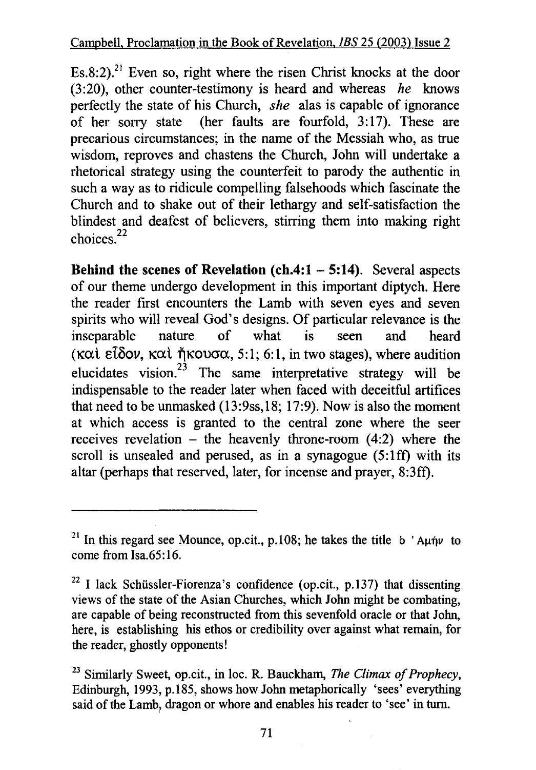Es.8:2).[21] Even so, right where the risen Christ knocks at the door (3:20), other counter-testimony is heard and whereas *he* knows perfectly the state of his Church, *she* alas is capable of ignorance of her sorry state (her faults are fourfold, 3:17). These are precarious circumstances; in the name of the Messiah who, as true wisdom, reproves and chastens the Church, John will undertake a rhetorical strategy using the counterfeit to parody the authentic in such a way as to ridicule compelling falsehoods which fascinate the Church and to shake out of their lethargy and self-satisfaction the blindest and deafest of believers, stirring them into making right choices.[22]

**Behind the scenes of Revelation (ch.4:1 – 5:14).** Several aspects of our theme undergo development in this important diptych. Here the reader first encounters the Lamb with seven eyes and seven spirits who will reveal God's designs. Of particular relevance is the inseparable nature of what is seen and heard (καὶ εἶδον, καὶ ἤκουσα, 5:1; 6:1, in two stages), where audition elucidates vision.[23] The same interpretative strategy will be indispensable to the reader later when faced with deceitful artifices that need to be unmasked (13:9ss,18; 17:9). Now is also the moment at which access is granted to the central zone where the seer receives revelation – the heavenly throne-room (4:2) where the scroll is unsealed and perused, as in a synagogue (5:1ff) with its altar (perhaps that reserved, later, for incense and prayer, 8:3ff).

---

[21] In this regard see Mounce, op.cit., p.108; he takes the title ὁ 'Αμήν to come from Isa.65:16.

[22] I lack Schüssler-Fiorenza's confidence (op.cit., p.137) that dissenting views of the state of the Asian Churches, which John might be combating, are capable of being reconstructed from this sevenfold oracle or that John, here, is establishing his ethos or credibility over against what remain, for the reader, ghostly opponents!

[23] Similarly Sweet, op.cit., in loc. R. Bauckham, *The Climax of Prophecy*, Edinburgh, 1993, p.185, shows how John metaphorically 'sees' everything said of the Lamb, dragon or whore and enables his reader to 'see' in turn.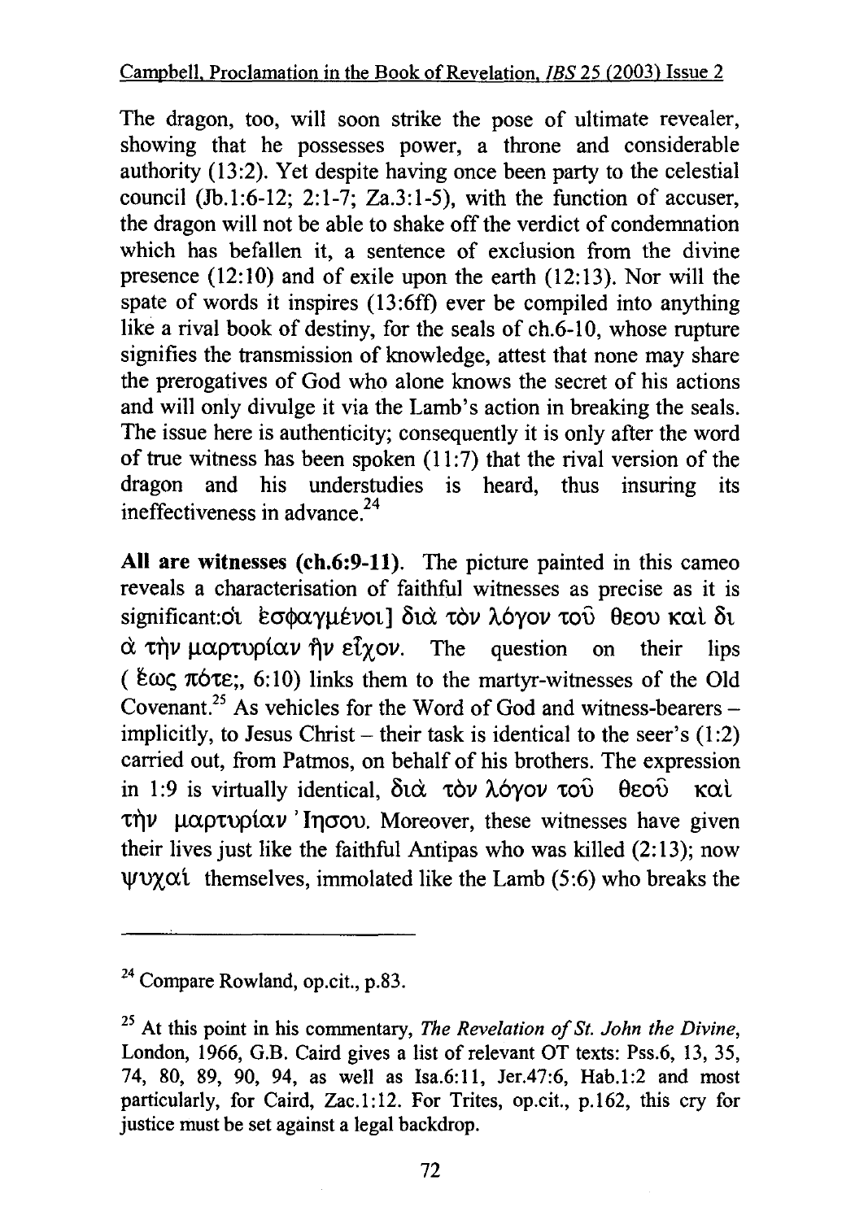The dragon, too, will soon strike the pose of ultimate revealer, showing that he possesses power, a throne and considerable authority (13:2). Yet despite having once been party to the celestial council (Jb.1:6-12; 2:1-7; Za.3:1-5), with the function of accuser, the dragon will not be able to shake off the verdict of condemnation which has befallen it, a sentence of exclusion from the divine presence (12:10) and of exile upon the earth (12:13). Nor will the spate of words it inspires (13:6ff) ever be compiled into anything like a rival book of destiny, for the seals of ch.6-10, whose rupture signifies the transmission of knowledge, attest that none may share the prerogatives of God who alone knows the secret of his actions and will only divulge it via the Lamb's action in breaking the seals. The issue here is authenticity; consequently it is only after the word of true witness has been spoken (11:7) that the rival version of the dragon and his understudies is heard, thus insuring its ineffectiveness in advance.[24]

**All are witnesses (ch.6:9-11).** The picture painted in this cameo reveals a characterisation of faithful witnesses as precise as it is significant:οἱ ἐσφαγμένοι] διὰ τὸν λόγον τοῦ θεου καὶ δι ὰ τὴν μαρτυρίαν ἣν εἶχον. The question on their lips ( ἕως πότε;, 6:10) links them to the martyr-witnesses of the Old Covenant.[25] As vehicles for the Word of God and witness-bearers – implicitly, to Jesus Christ – their task is identical to the seer's (1:2) carried out, from Patmos, on behalf of his brothers. The expression in 1:9 is virtually identical, διὰ τὸν λόγον τοῦ θεοῦ καὶ τὴν μαρτυρίαν Ἰησου. Moreover, these witnesses have given their lives just like the faithful Antipas who was killed (2:13); now ψυχαί themselves, immolated like the Lamb (5:6) who breaks the

---

[24] Compare Rowland, op.cit., p.83.

[25] At this point in his commentary, *The Revelation of St. John the Divine*, London, 1966, G.B. Caird gives a list of relevant OT texts: Pss.6, 13, 35, 74, 80, 89, 90, 94, as well as Isa.6:11, Jer.47:6, Hab.1:2 and most particularly, for Caird, Zac.1:12. For Trites, op.cit., p.162, this cry for justice must be set against a legal backdrop.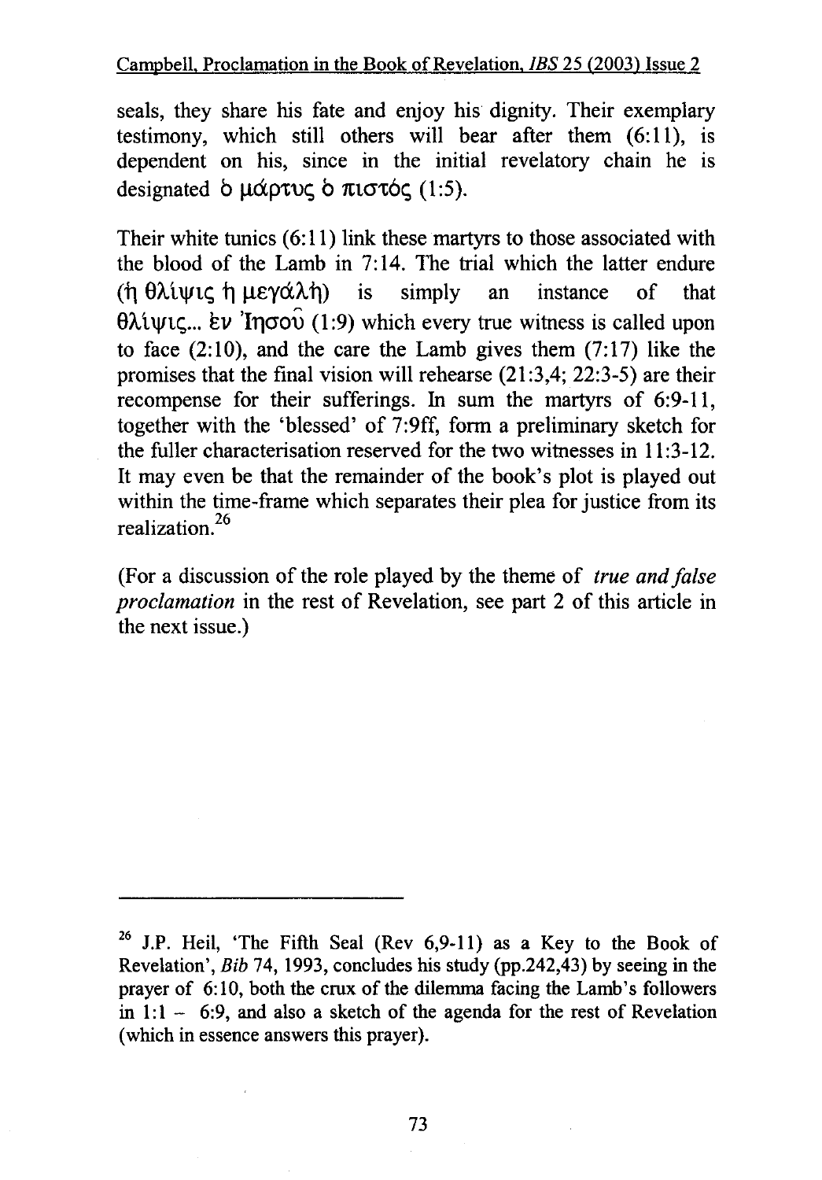seals, they share his fate and enjoy his dignity. Their exemplary testimony, which still others will bear after them (6:11), is dependent on his, since in the initial revelatory chain he is designated ὁ μάρτυς ὁ πιστός (1:5).

Their white tunics (6:11) link these martyrs to those associated with the blood of the Lamb in 7:14. The trial which the latter endure (ἡ θλῖψις ἡ μεγάλη) is simply an instance of that θλῖψις... ἐν Ἰησοῦ (1:9) which every true witness is called upon to face (2:10), and the care the Lamb gives them (7:17) like the promises that the final vision will rehearse (21:3,4; 22:3-5) are their recompense for their sufferings. In sum the martyrs of 6:9-11, together with the 'blessed' of 7:9ff, form a preliminary sketch for the fuller characterisation reserved for the two witnesses in 11:3-12. It may even be that the remainder of the book's plot is played out within the time-frame which separates their plea for justice from its realization.[26]

(For a discussion of the role played by the theme of *true and false proclamation* in the rest of Revelation, see part 2 of this article in the next issue.)

---

[26] J.P. Heil, 'The Fifth Seal (Rev 6,9-11) as a Key to the Book of Revelation', *Bib* 74, 1993, concludes his study (pp.242,43) by seeing in the prayer of 6:10, both the crux of the dilemma facing the Lamb's followers in 1:1 – 6:9, and also a sketch of the agenda for the rest of Revelation (which in essence answers this prayer).